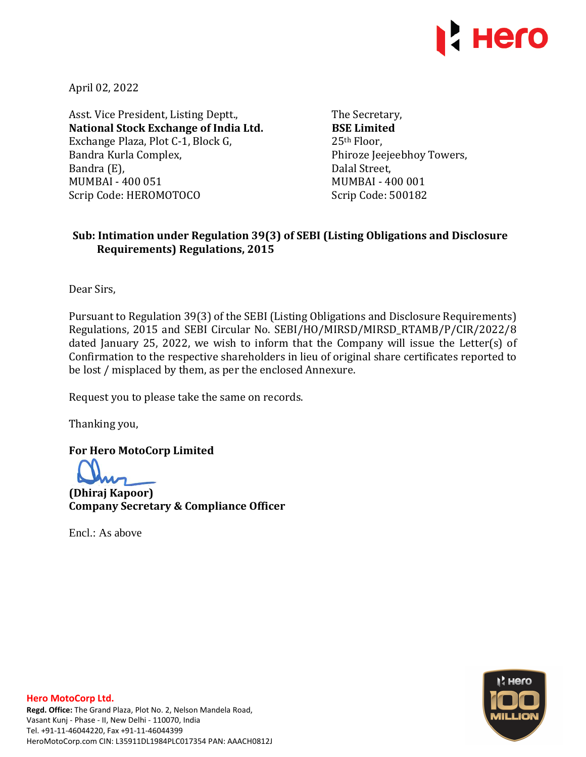April 02, 2022

Asst. Vice President, Listing Deptt.,
**National Stock Exchange of India Ltd.**
Exchange Plaza, Plot C-1, Block G,
Bandra Kurla Complex,
Bandra (E),
MUMBAI - 400 051
Scrip Code: HEROMOTOCO

The Secretary,
**BSE Limited**
25th Floor,
Phiroze Jeejeebhoy Towers,
Dalal Street,
MUMBAI - 400 001
Scrip Code: 500182

**Sub: Intimation under Regulation 39(3) of SEBI (Listing Obligations and Disclosure Requirements) Regulations, 2015**

Dear Sirs,

Pursuant to Regulation 39(3) of the SEBI (Listing Obligations and Disclosure Requirements) Regulations, 2015 and SEBI Circular No. SEBI/HO/MIRSD/MIRSD_RTAMB/P/CIR/2022/8 dated January 25, 2022, we wish to inform that the Company will issue the Letter(s) of Confirmation to the respective shareholders in lieu of original share certificates reported to be lost / misplaced by them, as per the enclosed Annexure.

Request you to please take the same on records.

Thanking you,

**For Hero MotoCorp Limited**

**(Dhiraj Kapoor)**
**Company Secretary & Compliance Officer**

Encl.: As above

**Hero MotoCorp Ltd.**
**Regd. Office:** The Grand Plaza, Plot No. 2, Nelson Mandela Road, Vasant Kunj - Phase - II, New Delhi - 110070, India
Tel. +91-11-46044220, Fax +91-11-46044399
HeroMotoCorp.com CIN: L35911DL1984PLC017354 PAN: AAACH0812J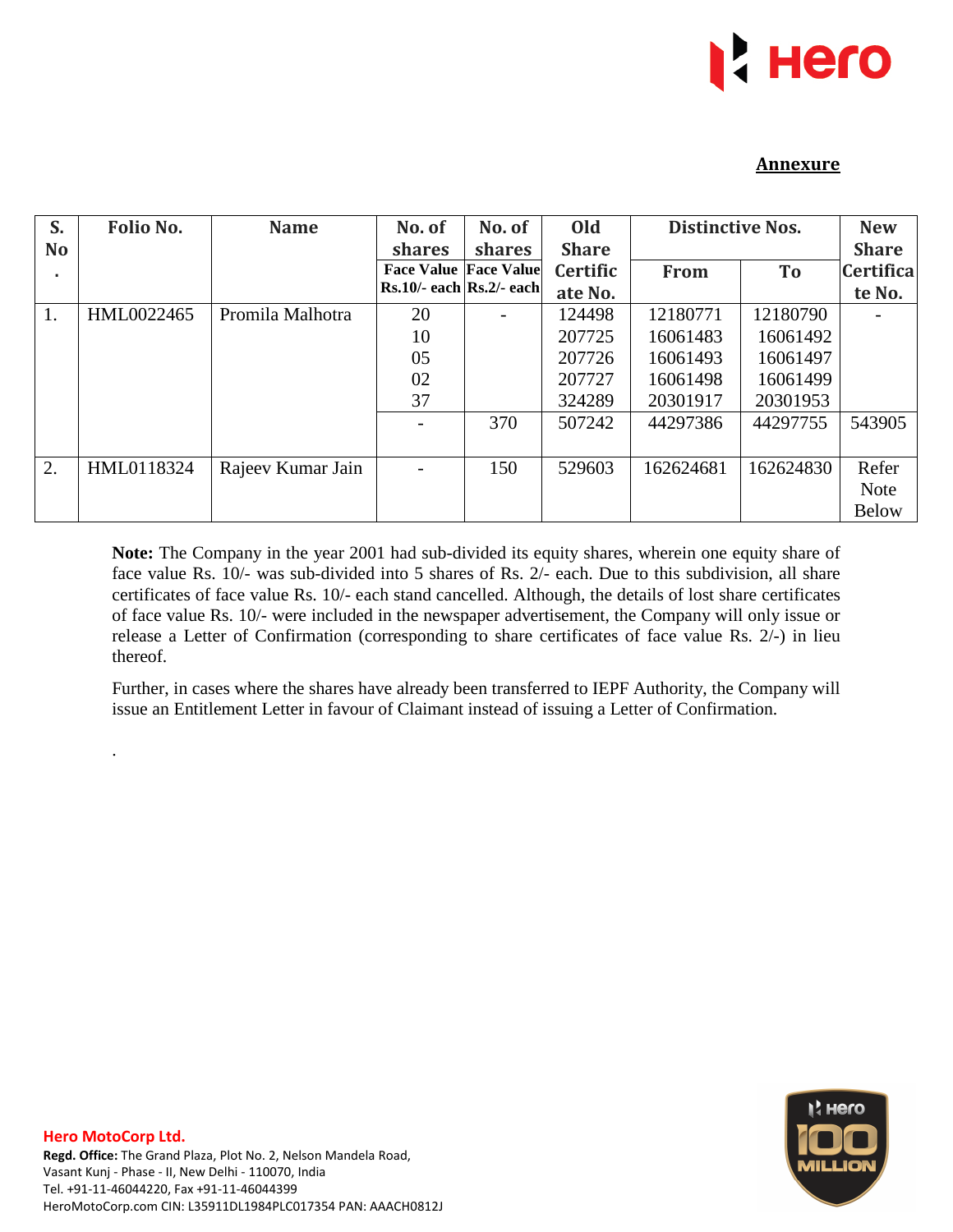**Annexure**

| S. No. | Folio No. | Name | No. of shares Face Value Rs.10/- each | No. of shares Face Value Rs.2/- each | Old Share Certificate No. | Distinctive Nos. From | Distinctive Nos. To | New Share Certificate No. |
|---|---|---|---|---|---|---|---|---|
| 1. | HML0022465 | Promila Malhotra | 20 | - | 124498 | 12180771 | 12180790 | - |
| | | | 10 | | 207725 | 16061483 | 16061492 | |
| | | | 05 | | 207726 | 16061493 | 16061497 | |
| | | | 02 | | 207727 | 16061498 | 16061499 | |
| | | | 37 | | 324289 | 20301917 | 20301953 | |
| | | | - | 370 | 507242 | 44297386 | 44297755 | 543905 |
| 2. | HML0118324 | Rajeev Kumar Jain | - | 150 | 529603 | 162624681 | 162624830 | Refer Note Below |

**Note:** The Company in the year 2001 had sub-divided its equity shares, wherein one equity share of face value Rs. 10/- was sub-divided into 5 shares of Rs. 2/- each. Due to this subdivision, all share certificates of face value Rs. 10/- each stand cancelled. Although, the details of lost share certificates of face value Rs. 10/- were included in the newspaper advertisement, the Company will only issue or release a Letter of Confirmation (corresponding to share certificates of face value Rs. 2/-) in lieu thereof.

Further, in cases where the shares have already been transferred to IEPF Authority, the Company will issue an Entitlement Letter in favour of Claimant instead of issuing a Letter of Confirmation.

.

**Hero MotoCorp Ltd.**
**Regd. Office:** The Grand Plaza, Plot No. 2, Nelson Mandela Road, Vasant Kunj - Phase - II, New Delhi - 110070, India
Tel. +91-11-46044220, Fax +91-11-46044399
HeroMotoCorp.com CIN: L35911DL1984PLC017354 PAN: AAACH0812J